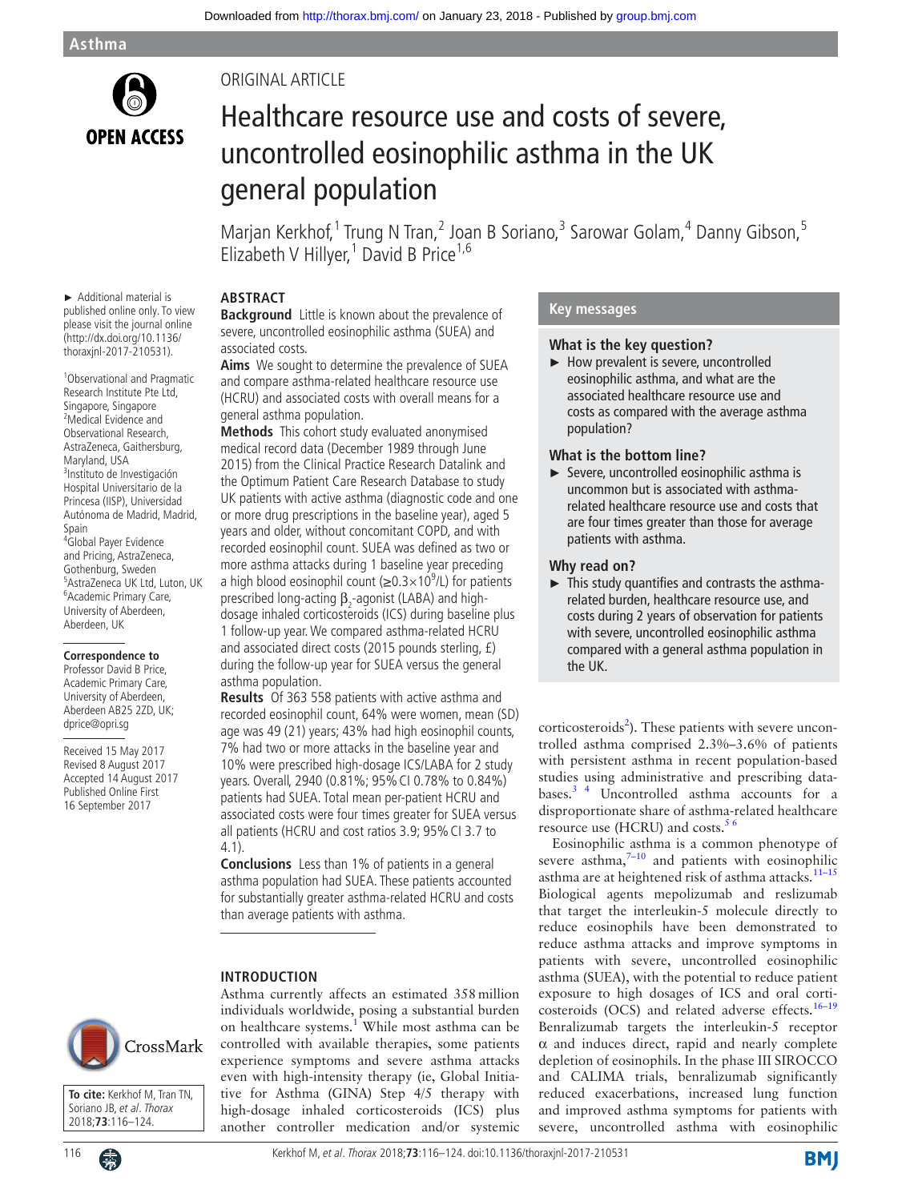Asthma

ORIGINAL ARTICLE

# Healthcare resource use and costs of severe, uncontrolled eosinophilic asthma in the UK general population

Marjan Kerkhof,[1] Trung N Tran,[2] Joan B Soriano,[3] Sarowar Golam,[4] Danny Gibson,[5] Elizabeth V Hillyer,[1] David B Price[1,6]

► Additional material is published online only. To view please visit the journal online (http://dx.doi.org/10.1136/thoraxjnl-2017-210531).

[1]Observational and Pragmatic Research Institute Pte Ltd, Singapore, Singapore
[2]Medical Evidence and Observational Research, AstraZeneca, Gaithersburg, Maryland, USA
[3]Instituto de Investigación Hospital Universitario de la Princesa (IISP), Universidad Autónoma de Madrid, Madrid, Spain
[4]Global Payer Evidence and Pricing, AstraZeneca, Gothenburg, Sweden
[5]AstraZeneca UK Ltd, Luton, UK
[6]Academic Primary Care, University of Aberdeen, Aberdeen, UK

**Correspondence to**
Professor David B Price, Academic Primary Care, University of Aberdeen, Aberdeen AB25 2ZD, UK; dprice@opri.sg

Received 15 May 2017
Revised 8 August 2017
Accepted 14 August 2017
Published Online First 16 September 2017

**To cite:** Kerkhof M, Tran TN, Soriano JB, *et al*. *Thorax* 2018;**73**:116–124.

## ABSTRACT

**Background** Little is known about the prevalence of severe, uncontrolled eosinophilic asthma (SUEA) and associated costs.

**Aims** We sought to determine the prevalence of SUEA and compare asthma-related healthcare resource use (HCRU) and associated costs with overall means for a general asthma population.

**Methods** This cohort study evaluated anonymised medical record data (December 1989 through June 2015) from the Clinical Practice Research Datalink and the Optimum Patient Care Research Database to study UK patients with active asthma (diagnostic code and one or more drug prescriptions in the baseline year), aged 5 years and older, without concomitant COPD, and with recorded eosinophil count. SUEA was defined as two or more asthma attacks during 1 baseline year preceding a high blood eosinophil count ($\geq 0.3\times10^9$/L) for patients prescribed long-acting $\beta_2$-agonist (LABA) and high-dosage inhaled corticosteroids (ICS) during baseline plus 1 follow-up year. We compared asthma-related HCRU and associated direct costs (2015 pounds sterling, £) during the follow-up year for SUEA versus the general asthma population.

**Results** Of 363 558 patients with active asthma and recorded eosinophil count, 64% were women, mean (SD) age was 49 (21) years; 43% had high eosinophil counts, 7% had two or more attacks in the baseline year and 10% were prescribed high-dosage ICS/LABA for 2 study years. Overall, 2940 (0.81%; 95% CI 0.78% to 0.84%) patients had SUEA. Total mean per-patient HCRU and associated costs were four times greater for SUEA versus all patients (HCRU and cost ratios 3.9; 95% CI 3.7 to 4.1).

**Conclusions** Less than 1% of patients in a general asthma population had SUEA. These patients accounted for substantially greater asthma-related HCRU and costs than average patients with asthma.

## Key messages

**What is the key question?**

► How prevalent is severe, uncontrolled eosinophilic asthma, and what are the associated healthcare resource use and costs as compared with the average asthma population?

**What is the bottom line?**

► Severe, uncontrolled eosinophilic asthma is uncommon but is associated with asthma-related healthcare resource use and costs that are four times greater than those for average patients with asthma.

**Why read on?**

► This study quantifies and contrasts the asthma-related burden, healthcare resource use, and costs during 2 years of observation for patients with severe, uncontrolled eosinophilic asthma compared with a general asthma population in the UK.

## INTRODUCTION

Asthma currently affects an estimated 358 million individuals worldwide, posing a substantial burden on healthcare systems.[1] While most asthma can be controlled with available therapies, some patients experience symptoms and severe asthma attacks even with high-intensity therapy (ie, Global Initiative for Asthma (GINA) Step 4/5 therapy with high-dosage inhaled corticosteroids (ICS) plus another controller medication and/or systemic corticosteroids[2]). These patients with severe uncontrolled asthma comprised 2.3%–3.6% of patients with persistent asthma in recent population-based studies using administrative and prescribing databases.[3,4] Uncontrolled asthma accounts for a disproportionate share of asthma-related healthcare resource use (HCRU) and costs.[5,6]

Eosinophilic asthma is a common phenotype of severe asthma,[7–10] and patients with eosinophilic asthma are at heightened risk of asthma attacks.[11–15] Biological agents mepolizumab and reslizumab that target the interleukin-5 molecule directly to reduce eosinophils have been demonstrated to reduce asthma attacks and improve symptoms in patients with severe, uncontrolled eosinophilic asthma (SUEA), with the potential to reduce patient exposure to high dosages of ICS and oral corticosteroids (OCS) and related adverse effects.[16–19] Benralizumab targets the interleukin-5 receptor α and induces direct, rapid and nearly complete depletion of eosinophils. In the phase III SIROCCO and CALIMA trials, benralizumab significantly reduced exacerbations, increased lung function and improved asthma symptoms for patients with severe, uncontrolled asthma with eosinophilic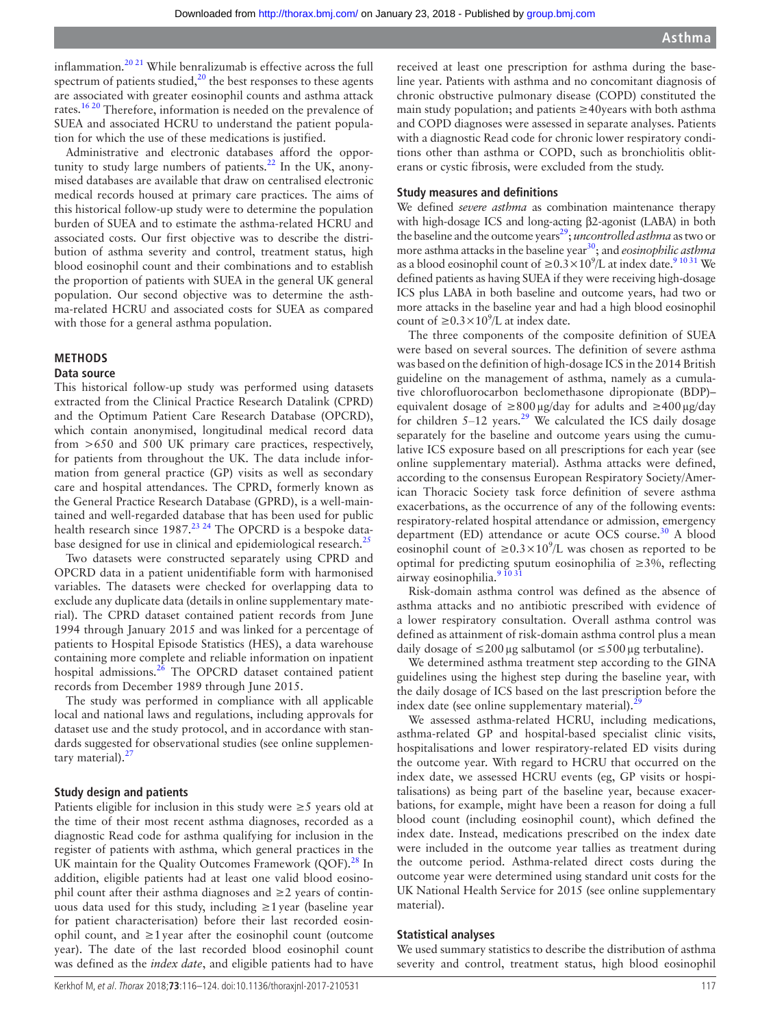inflammation.[20,21] While benralizumab is effective across the full spectrum of patients studied,[20] the best responses to these agents are associated with greater eosinophil counts and asthma attack rates.[16,20] Therefore, information is needed on the prevalence of SUEA and associated HCRU to understand the patient population for which the use of these medications is justified.

Administrative and electronic databases afford the opportunity to study large numbers of patients.[22] In the UK, anonymised databases are available that draw on centralised electronic medical records housed at primary care practices. The aims of this historical follow-up study were to determine the population burden of SUEA and to estimate the asthma-related HCRU and associated costs. Our first objective was to describe the distribution of asthma severity and control, treatment status, high blood eosinophil count and their combinations and to establish the proportion of patients with SUEA in the general UK general population. Our second objective was to determine the asthma-related HCRU and associated costs for SUEA as compared with those for a general asthma population.

## METHODS

### Data source

This historical follow-up study was performed using datasets extracted from the Clinical Practice Research Datalink (CPRD) and the Optimum Patient Care Research Database (OPCRD), which contain anonymised, longitudinal medical record data from >650 and 500 UK primary care practices, respectively, for patients from throughout the UK. The data include information from general practice (GP) visits as well as secondary care and hospital attendances. The CPRD, formerly known as the General Practice Research Database (GPRD), is a well-maintained and well-regarded database that has been used for public health research since 1987.[23,24] The OPCRD is a bespoke database designed for use in clinical and epidemiological research.[25]

Two datasets were constructed separately using CPRD and OPCRD data in a patient unidentifiable form with harmonised variables. The datasets were checked for overlapping data to exclude any duplicate data (details in online supplementary material). The CPRD dataset contained patient records from June 1994 through January 2015 and was linked for a percentage of patients to Hospital Episode Statistics (HES), a data warehouse containing more complete and reliable information on inpatient hospital admissions.[26] The OPCRD dataset contained patient records from December 1989 through June 2015.

The study was performed in compliance with all applicable local and national laws and regulations, including approvals for dataset use and the study protocol, and in accordance with standards suggested for observational studies (see online supplementary material).[27]

### Study design and patients

Patients eligible for inclusion in this study were ≥5 years old at the time of their most recent asthma diagnoses, recorded as a diagnostic Read code for asthma qualifying for inclusion in the register of patients with asthma, which general practices in the UK maintain for the Quality Outcomes Framework (QOF).[28] In addition, eligible patients had at least one valid blood eosinophil count after their asthma diagnoses and ≥2 years of continuous data used for this study, including ≥1 year (baseline year for patient characterisation) before their last recorded eosinophil count, and ≥1 year after the eosinophil count (outcome year). The date of the last recorded blood eosinophil count was defined as the *index date*, and eligible patients had to have received at least one prescription for asthma during the baseline year. Patients with asthma and no concomitant diagnosis of chronic obstructive pulmonary disease (COPD) constituted the main study population; and patients ≥40 years with both asthma and COPD diagnoses were assessed in separate analyses. Patients with a diagnostic Read code for chronic lower respiratory conditions other than asthma or COPD, such as bronchiolitis obliterans or cystic fibrosis, were excluded from the study.

### Study measures and definitions

We defined *severe asthma* as combination maintenance therapy with high-dosage ICS and long-acting β2-agonist (LABA) in both the baseline and the outcome years[29]; *uncontrolled asthma* as two or more asthma attacks in the baseline year[30]; and *eosinophilic asthma* as a blood eosinophil count of $\geq 0.3\times10^9$/L at index date.[9,10,31] We defined patients as having SUEA if they were receiving high-dosage ICS plus LABA in both baseline and outcome years, had two or more attacks in the baseline year and had a high blood eosinophil count of $\geq 0.3\times10^9$/L at index date.

The three components of the composite definition of SUEA were based on several sources. The definition of severe asthma was based on the definition of high-dosage ICS in the 2014 British guideline on the management of asthma, namely as a cumulative chlorofluorocarbon beclomethasone dipropionate (BDP)–equivalent dosage of ≥800 µg/day for adults and ≥400 µg/day for children 5–12 years.[29] We calculated the ICS daily dosage separately for the baseline and outcome years using the cumulative ICS exposure based on all prescriptions for each year (see online supplementary material). Asthma attacks were defined, according to the consensus European Respiratory Society/American Thoracic Society task force definition of severe asthma exacerbations, as the occurrence of any of the following events: respiratory-related hospital attendance or admission, emergency department (ED) attendance or acute OCS course.[30] A blood eosinophil count of $\geq 0.3\times10^9$/L was chosen as reported to be optimal for predicting sputum eosinophilia of ≥3%, reflecting airway eosinophilia.[9,10,31]

Risk-domain asthma control was defined as the absence of asthma attacks and no antibiotic prescribed with evidence of a lower respiratory consultation. Overall asthma control was defined as attainment of risk-domain asthma control plus a mean daily dosage of ≤200 µg salbutamol (or ≤500 µg terbutaline).

We determined asthma treatment step according to the GINA guidelines using the highest step during the baseline year, with the daily dosage of ICS based on the last prescription before the index date (see online supplementary material).[29]

We assessed asthma-related HCRU, including medications, asthma-related GP and hospital-based specialist clinic visits, hospitalisations and lower respiratory-related ED visits during the outcome year. With regard to HCRU that occurred on the index date, we assessed HCRU events (eg, GP visits or hospitalisations) as being part of the baseline year, because exacerbations, for example, might have been a reason for doing a full blood count (including eosinophil count), which defined the index date. Instead, medications prescribed on the index date were included in the outcome year tallies as treatment during the outcome period. Asthma-related direct costs during the outcome year were determined using standard unit costs for the UK National Health Service for 2015 (see online supplementary material).

### Statistical analyses

We used summary statistics to describe the distribution of asthma severity and control, treatment status, high blood eosinophil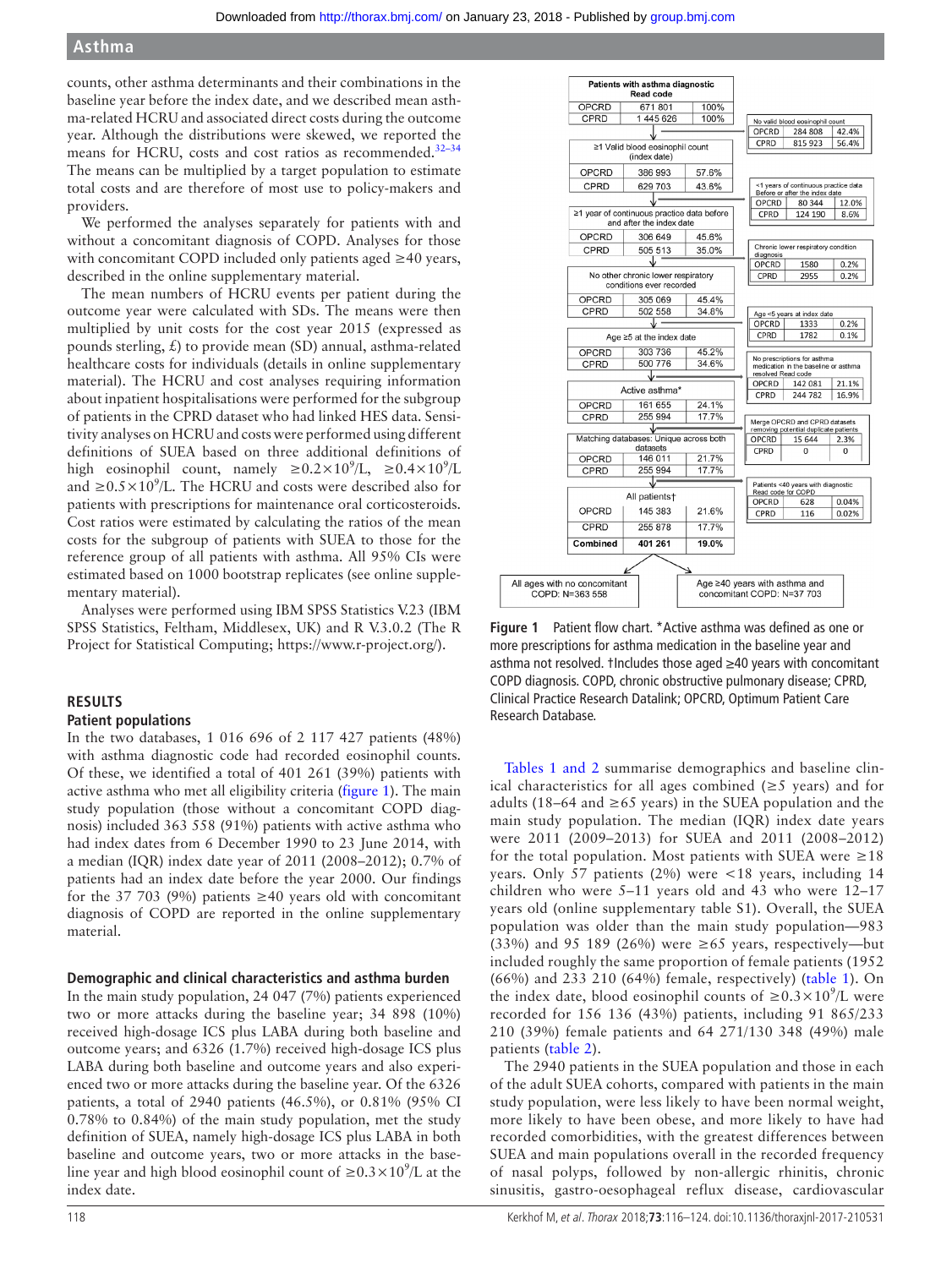counts, other asthma determinants and their combinations in the baseline year before the index date, and we described mean asthma-related HCRU and associated direct costs during the outcome year. Although the distributions were skewed, we reported the means for HCRU, costs and cost ratios as recommended.[32–34] The means can be multiplied by a target population to estimate total costs and are therefore of most use to policy-makers and providers.

We performed the analyses separately for patients with and without a concomitant diagnosis of COPD. Analyses for those with concomitant COPD included only patients aged ≥40 years, described in the online supplementary material.

The mean numbers of HCRU events per patient during the outcome year were calculated with SDs. The means were then multiplied by unit costs for the cost year 2015 (expressed as pounds sterling, £) to provide mean (SD) annual, asthma-related healthcare costs for individuals (details in online supplementary material). The HCRU and cost analyses requiring information about inpatient hospitalisations were performed for the subgroup of patients in the CPRD dataset who had linked HES data. Sensitivity analyses on HCRU and costs were performed using different definitions of SUEA based on three additional definitions of high eosinophil count, namely $\geq 0.2\times10^9$/L, $\geq 0.4\times10^9$/L and $\geq 0.5\times10^9$/L. The HCRU and costs were described also for patients with prescriptions for maintenance oral corticosteroids. Cost ratios were estimated by calculating the ratios of the mean costs for the subgroup of patients with SUEA to those for the reference group of all patients with asthma. All 95% CIs were estimated based on 1000 bootstrap replicates (see online supplementary material).

Analyses were performed using IBM SPSS Statistics V.23 (IBM SPSS Statistics, Feltham, Middlesex, UK) and R V.3.0.2 (The R Project for Statistical Computing; https://www.r-project.org/).

## RESULTS

### Patient populations

In the two databases, 1 016 696 of 2 117 427 patients (48%) with asthma diagnostic code had recorded eosinophil counts. Of these, we identified a total of 401 261 (39%) patients with active asthma who met all eligibility criteria (figure 1). The main study population (those without a concomitant COPD diagnosis) included 363 558 (91%) patients with active asthma who had index dates from 6 December 1990 to 23 June 2014, with a median (IQR) index date year of 2011 (2008–2012); 0.7% of patients had an index date before the year 2000. Our findings for the 37 703 (9%) patients ≥40 years old with concomitant diagnosis of COPD are reported in the online supplementary material.

Figure 1 Patient flow chart. *Active asthma was defined as one or more prescriptions for asthma medication in the baseline year and asthma not resolved. †Includes those aged ≥40 years with concomitant COPD diagnosis. COPD, chronic obstructive pulmonary disease; CPRD, Clinical Practice Research Datalink; OPCRD, Optimum Patient Care Research Database.

### Demographic and clinical characteristics and asthma burden

In the main study population, 24 047 (7%) patients experienced two or more attacks during the baseline year; 34 898 (10%) received high-dosage ICS plus LABA during both baseline and outcome years; and 6326 (1.7%) received high-dosage ICS plus LABA during both baseline and outcome years and also experienced two or more attacks during the baseline year. Of the 6326 patients, a total of 2940 patients (46.5%), or 0.81% (95% CI 0.78% to 0.84%) of the main study population, met the study definition of SUEA, namely high-dosage ICS plus LABA in both baseline and outcome years, two or more attacks in the baseline year and high blood eosinophil count of $\geq 0.3\times10^9$/L at the index date.

Tables 1 and 2 summarise demographics and baseline clinical characteristics for all ages combined (≥5 years) and for adults (18–64 and ≥65 years) in the SUEA population and the main study population. The median (IQR) index date years were 2011 (2009–2013) for SUEA and 2011 (2008–2012) for the total population. Most patients with SUEA were ≥18 years. Only 57 patients (2%) were <18 years, including 14 children who were 5–11 years old and 43 who were 12–17 years old (online supplementary table S1). Overall, the SUEA population was older than the main study population—983 (33%) and 95 189 (26%) were ≥65 years, respectively—but included roughly the same proportion of female patients (1952 (66%) and 233 210 (64%) female, respectively) (table 1). On the index date, blood eosinophil counts of $\geq 0.3\times10^9$/L were recorded for 156 136 (43%) patients, including 91 865/233 210 (39%) female patients and 64 271/130 348 (49%) male patients (table 2).

The 2940 patients in the SUEA population and those in each of the adult SUEA cohorts, compared with patients in the main study population, were less likely to have been normal weight, more likely to have been obese, and more likely to have had recorded comorbidities, with the greatest differences between SUEA and main populations overall in the recorded frequency of nasal polyps, followed by non-allergic rhinitis, chronic sinusitis, gastro-oesophageal reflux disease, cardiovascular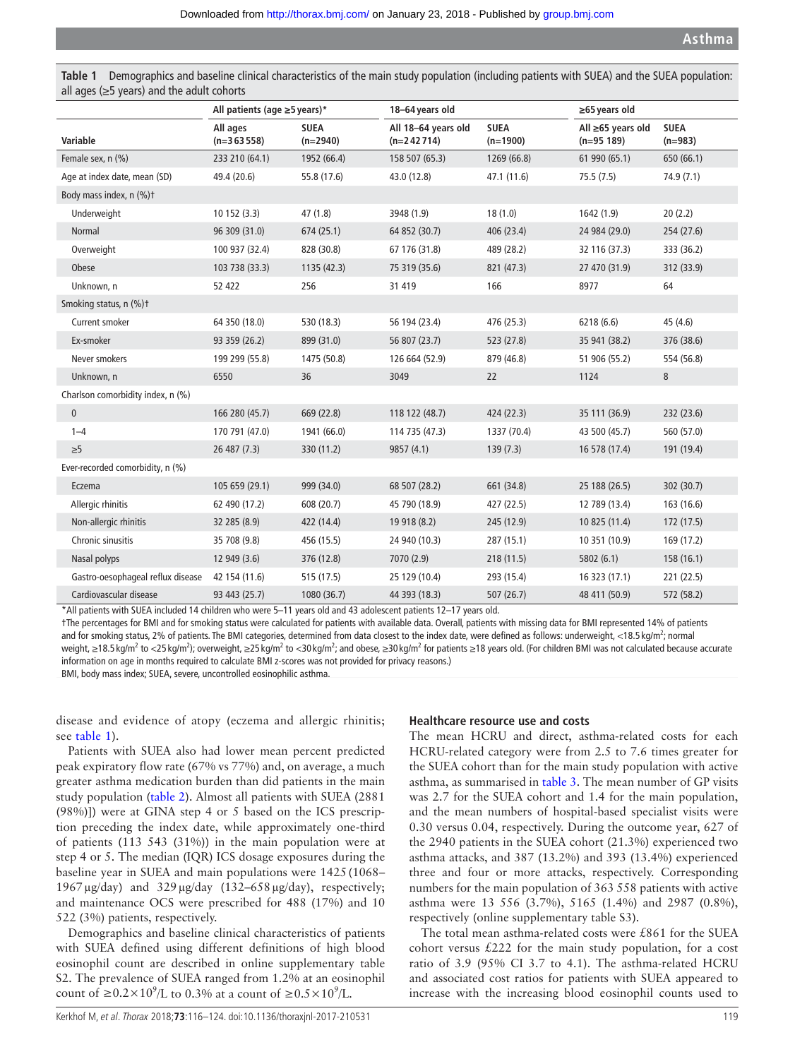**Table 1** Demographics and baseline clinical characteristics of the main study population (including patients with SUEA) and the SUEA population: all ages (≥5 years) and the adult cohorts

| | All patients (age ≥5 years)* | | 18–64 years old | | ≥65 years old | |
|---|---|---|---|---|---|---|
| **Variable** | **All ages (n=363 558)** | **SUEA (n=2940)** | **All 18–64 years old (n=242 714)** | **SUEA (n=1900)** | **All ≥65 years old (n=95 189)** | **SUEA (n=983)** |
| Female sex, n (%) | 233 210 (64.1) | 1952 (66.4) | 158 507 (65.3) | 1269 (66.8) | 61 990 (65.1) | 650 (66.1) |
| Age at index date, mean (SD) | 49.4 (20.6) | 55.8 (17.6) | 43.0 (12.8) | 47.1 (11.6) | 75.5 (7.5) | 74.9 (7.1) |
| Body mass index, n (%)† | | | | | | |
| Underweight | 10 152 (3.3) | 47 (1.8) | 3948 (1.9) | 18 (1.0) | 1642 (1.9) | 20 (2.2) |
| Normal | 96 309 (31.0) | 674 (25.1) | 64 852 (30.7) | 406 (23.4) | 24 984 (29.0) | 254 (27.6) |
| Overweight | 100 937 (32.4) | 828 (30.8) | 67 176 (31.8) | 489 (28.2) | 32 116 (37.3) | 333 (36.2) |
| Obese | 103 738 (33.3) | 1135 (42.3) | 75 319 (35.6) | 821 (47.3) | 27 470 (31.9) | 312 (33.9) |
| Unknown, n | 52 422 | 256 | 31 419 | 166 | 8977 | 64 |
| Smoking status, n (%)† | | | | | | |
| Current smoker | 64 350 (18.0) | 530 (18.3) | 56 194 (23.4) | 476 (25.3) | 6218 (6.6) | 45 (4.6) |
| Ex-smoker | 93 359 (26.2) | 899 (31.0) | 56 807 (23.7) | 523 (27.8) | 35 941 (38.2) | 376 (38.6) |
| Never smokers | 199 299 (55.8) | 1475 (50.8) | 126 664 (52.9) | 879 (46.8) | 51 906 (55.2) | 554 (56.8) |
| Unknown, n | 6550 | 36 | 3049 | 22 | 1124 | 8 |
| Charlson comorbidity index, n (%) | | | | | | |
| 0 | 166 280 (45.7) | 669 (22.8) | 118 122 (48.7) | 424 (22.3) | 35 111 (36.9) | 232 (23.6) |
| 1–4 | 170 791 (47.0) | 1941 (66.0) | 114 735 (47.3) | 1337 (70.4) | 43 500 (45.7) | 560 (57.0) |
| ≥5 | 26 487 (7.3) | 330 (11.2) | 9857 (4.1) | 139 (7.3) | 16 578 (17.4) | 191 (19.4) |
| Ever-recorded comorbidity, n (%) | | | | | | |
| Eczema | 105 659 (29.1) | 999 (34.0) | 68 507 (28.2) | 661 (34.8) | 25 188 (26.5) | 302 (30.7) |
| Allergic rhinitis | 62 490 (17.2) | 608 (20.7) | 45 790 (18.9) | 427 (22.5) | 12 789 (13.4) | 163 (16.6) |
| Non-allergic rhinitis | 32 285 (8.9) | 422 (14.4) | 19 918 (8.2) | 245 (12.9) | 10 825 (11.4) | 172 (17.5) |
| Chronic sinusitis | 35 708 (9.8) | 456 (15.5) | 24 940 (10.3) | 287 (15.1) | 10 351 (10.9) | 169 (17.2) |
| Nasal polyps | 12 949 (3.6) | 376 (12.8) | 7070 (2.9) | 218 (11.5) | 5802 (6.1) | 158 (16.1) |
| Gastro-oesophageal reflux disease | 42 154 (11.6) | 515 (17.5) | 25 129 (10.4) | 293 (15.4) | 16 323 (17.1) | 221 (22.5) |
| Cardiovascular disease | 93 443 (25.7) | 1080 (36.7) | 44 393 (18.3) | 507 (26.7) | 48 411 (50.9) | 572 (58.2) |

*All patients with SUEA included 14 children who were 5–11 years old and 43 adolescent patients 12–17 years old.

†The percentages for BMI and for smoking status were calculated for patients with available data. Overall, patients with missing data for BMI represented 14% of patients and for smoking status, 2% of patients. The BMI categories, determined from data closest to the index date, were defined as follows: underweight, <18.5 kg/m$^2$; normal weight, ≥18.5 kg/m$^2$ to <25 kg/m$^2$); overweight, ≥25 kg/m$^2$ to <30 kg/m$^2$; and obese, ≥30 kg/m$^2$ for patients ≥18 years old. (For children BMI was not calculated because accurate information on age in months required to calculate BMI z-scores was not provided for privacy reasons.)

BMI, body mass index; SUEA, severe, uncontrolled eosinophilic asthma.

disease and evidence of atopy (eczema and allergic rhinitis; see table 1).

Patients with SUEA also had lower mean percent predicted peak expiratory flow rate (67% vs 77%) and, on average, a much greater asthma medication burden than did patients in the main study population (table 2). Almost all patients with SUEA (2881 (98%)]) were at GINA step 4 or 5 based on the ICS prescription preceding the index date, while approximately one-third of patients (113 543 (31%)) in the main population were at step 4 or 5. The median (IQR) ICS dosage exposures during the baseline year in SUEA and main populations were 1425 (1068–1967 µg/day) and 329 µg/day (132–658 µg/day), respectively; and maintenance OCS were prescribed for 488 (17%) and 10 522 (3%) patients, respectively.

Demographics and baseline clinical characteristics of patients with SUEA defined using different definitions of high blood eosinophil count are described in online supplementary table S2. The prevalence of SUEA ranged from 1.2% at an eosinophil count of $\geq 0.2\times10^9$/L to 0.3% at a count of $\geq 0.5\times10^9$/L.

### Healthcare resource use and costs

The mean HCRU and direct, asthma-related costs for each HCRU-related category were from 2.5 to 7.6 times greater for the SUEA cohort than for the main study population with active asthma, as summarised in table 3. The mean number of GP visits was 2.7 for the SUEA cohort and 1.4 for the main population, and the mean numbers of hospital-based specialist visits were 0.30 versus 0.04, respectively. During the outcome year, 627 of the 2940 patients in the SUEA cohort (21.3%) experienced two asthma attacks, and 387 (13.2%) and 393 (13.4%) experienced three and four or more attacks, respectively. Corresponding numbers for the main population of 363 558 patients with active asthma were 13 556 (3.7%), 5165 (1.4%) and 2987 (0.8%), respectively (online supplementary table S3).

The total mean asthma-related costs were £861 for the SUEA cohort versus £222 for the main study population, for a cost ratio of 3.9 (95% CI 3.7 to 4.1). The asthma-related HCRU and associated cost ratios for patients with SUEA appeared to increase with the increasing blood eosinophil counts used to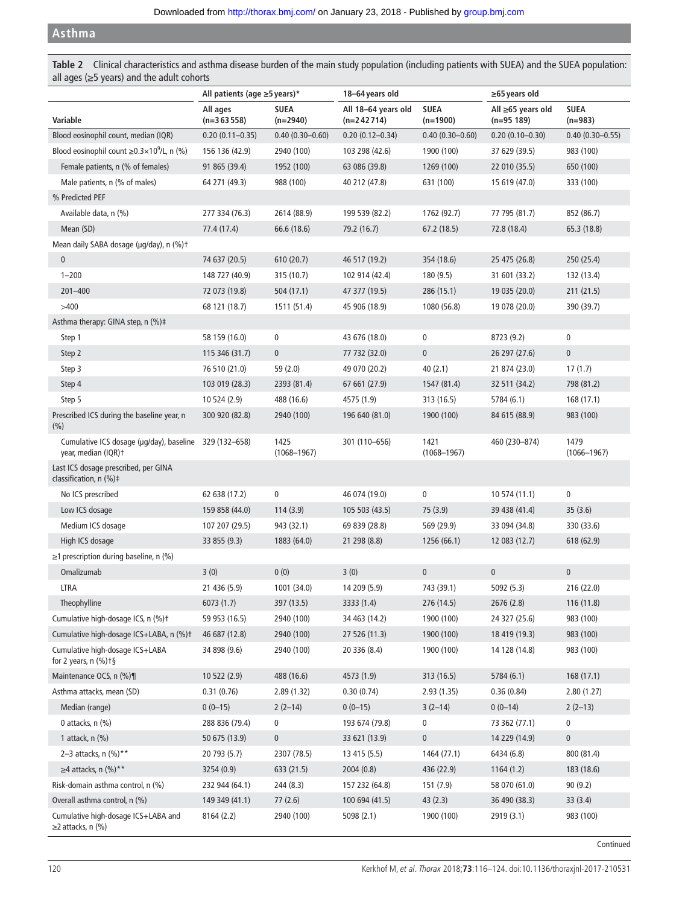**Table 2** Clinical characteristics and asthma disease burden of the main study population (including patients with SUEA) and the SUEA population: all ages (≥5 years) and the adult cohorts

| | All patients (age ≥5 years)* | | 18–64 years old | | ≥65 years old | |
|---|---|---|---|---|---|---|
| Variable | All ages (n=363 558) | SUEA (n=2940) | All 18–64 years old (n=242 714) | SUEA (n=1900) | All ≥65 years old (n=95 189) | SUEA (n=983) |
| Blood eosinophil count, median (IQR) | 0.20 (0.11–0.35) | 0.40 (0.30–0.60) | 0.20 (0.12–0.34) | 0.40 (0.30–0.60) | 0.20 (0.10–0.30) | 0.40 (0.30–0.55) |
| Blood eosinophil count $\geq 0.3\times10^9$/L, n (%) | 156 136 (42.9) | 2940 (100) | 103 298 (42.6) | 1900 (100) | 37 629 (39.5) | 983 (100) |
| Female patients, n (% of females) | 91 865 (39.4) | 1952 (100) | 63 086 (39.8) | 1269 (100) | 22 010 (35.5) | 650 (100) |
| Male patients, n (% of males) | 64 271 (49.3) | 988 (100) | 40 212 (47.8) | 631 (100) | 15 619 (47.0) | 333 (100) |
| % Predicted PEF | | | | | | |
| Available data, n (%) | 277 334 (76.3) | 2614 (88.9) | 199 539 (82.2) | 1762 (92.7) | 77 795 (81.7) | 852 (86.7) |
| Mean (SD) | 77.4 (17.4) | 66.6 (18.6) | 79.2 (16.7) | 67.2 (18.5) | 72.8 (18.4) | 65.3 (18.8) |
| Mean daily SABA dosage (µg/day), n (%)† | | | | | | |
| 0 | 74 637 (20.5) | 610 (20.7) | 46 517 (19.2) | 354 (18.6) | 25 475 (26.8) | 250 (25.4) |
| 1–200 | 148 727 (40.9) | 315 (10.7) | 102 914 (42.4) | 180 (9.5) | 31 601 (33.2) | 132 (13.4) |
| 201–400 | 72 073 (19.8) | 504 (17.1) | 47 377 (19.5) | 286 (15.1) | 19 035 (20.0) | 211 (21.5) |
| >400 | 68 121 (18.7) | 1511 (51.4) | 45 906 (18.9) | 1080 (56.8) | 19 078 (20.0) | 390 (39.7) |
| Asthma therapy: GINA step, n (%)‡ | | | | | | |
| Step 1 | 58 159 (16.0) | 0 | 43 676 (18.0) | 0 | 8723 (9.2) | 0 |
| Step 2 | 115 346 (31.7) | 0 | 77 732 (32.0) | 0 | 26 297 (27.6) | 0 |
| Step 3 | 76 510 (21.0) | 59 (2.0) | 49 070 (20.2) | 40 (2.1) | 21 874 (23.0) | 17 (1.7) |
| Step 4 | 103 019 (28.3) | 2393 (81.4) | 67 661 (27.9) | 1547 (81.4) | 32 511 (34.2) | 798 (81.2) |
| Step 5 | 10 524 (2.9) | 488 (16.6) | 4575 (1.9) | 313 (16.5) | 5784 (6.1) | 168 (17.1) |
| Prescribed ICS during the baseline year, n (%) | 300 920 (82.8) | 2940 (100) | 196 640 (81.0) | 1900 (100) | 84 615 (88.9) | 983 (100) |
| Cumulative ICS dosage (µg/day), baseline year, median (IQR)† | 329 (132–658) | 1425 (1068–1967) | 301 (110–656) | 1421 (1068–1967) | 460 (230–874) | 1479 (1066–1967) |
| Last ICS dosage prescribed, per GINA classification, n (%)‡ | | | | | | |
| No ICS prescribed | 62 638 (17.2) | 0 | 46 074 (19.0) | 0 | 10 574 (11.1) | 0 |
| Low ICS dosage | 159 858 (44.0) | 114 (3.9) | 105 503 (43.5) | 75 (3.9) | 39 438 (41.4) | 35 (3.6) |
| Medium ICS dosage | 107 207 (29.5) | 943 (32.1) | 69 839 (28.8) | 569 (29.9) | 33 094 (34.8) | 330 (33.6) |
| High ICS dosage | 33 855 (9.3) | 1883 (64.0) | 21 298 (8.8) | 1256 (66.1) | 12 083 (12.7) | 618 (62.9) |
| ≥1 prescription during baseline, n (%) | | | | | | |
| Omalizumab | 3 (0) | 0 (0) | 3 (0) | 0 | 0 | 0 |
| LTRA | 21 436 (5.9) | 1001 (34.0) | 14 209 (5.9) | 743 (39.1) | 5092 (5.3) | 216 (22.0) |
| Theophylline | 6073 (1.7) | 397 (13.5) | 3333 (1.4) | 276 (14.5) | 2676 (2.8) | 116 (11.8) |
| Cumulative high-dosage ICS, n (%)† | 59 953 (16.5) | 2940 (100) | 34 463 (14.2) | 1900 (100) | 24 327 (25.6) | 983 (100) |
| Cumulative high-dosage ICS+LABA, n (%)† | 46 687 (12.8) | 2940 (100) | 27 526 (11.3) | 1900 (100) | 18 419 (19.3) | 983 (100) |
| Cumulative high-dosage ICS+LABA for 2 years, n (%)†§ | 34 898 (9.6) | 2940 (100) | 20 336 (8.4) | 1900 (100) | 14 128 (14.8) | 983 (100) |
| Maintenance OCS, n (%)¶ | 10 522 (2.9) | 488 (16.6) | 4573 (1.9) | 313 (16.5) | 5784 (6.1) | 168 (17.1) |
| Asthma attacks, mean (SD) | 0.31 (0.76) | 2.89 (1.32) | 0.30 (0.74) | 2.93 (1.35) | 0.36 (0.84) | 2.80 (1.27) |
| Median (range) | 0 (0–15) | 2 (2–14) | 0 (0–15) | 3 (2–14) | 0 (0–14) | 2 (2–13) |
| 0 attacks, n (%) | 288 836 (79.4) | 0 | 193 674 (79.8) | 0 | 73 362 (77.1) | 0 |
| 1 attack, n (%) | 50 675 (13.9) | 0 | 33 621 (13.9) | 0 | 14 229 (14.9) | 0 |
| 2–3 attacks, n (%)** | 20 793 (5.7) | 2307 (78.5) | 13 415 (5.5) | 1464 (77.1) | 6434 (6.8) | 800 (81.4) |
| ≥4 attacks, n (%)** | 3254 (0.9) | 633 (21.5) | 2004 (0.8) | 436 (22.9) | 1164 (1.2) | 183 (18.6) |
| Risk-domain asthma control, n (%) | 232 944 (64.1) | 244 (8.3) | 157 232 (64.8) | 151 (7.9) | 58 070 (61.0) | 90 (9.2) |
| Overall asthma control, n (%) | 149 349 (41.1) | 77 (2.6) | 100 694 (41.5) | 43 (2.3) | 36 490 (38.3) | 33 (3.4) |
| Cumulative high-dosage ICS+LABA and ≥2 attacks, n (%) | 8164 (2.2) | 2940 (100) | 5098 (2.1) | 1900 (100) | 2919 (3.1) | 983 (100) |

Continued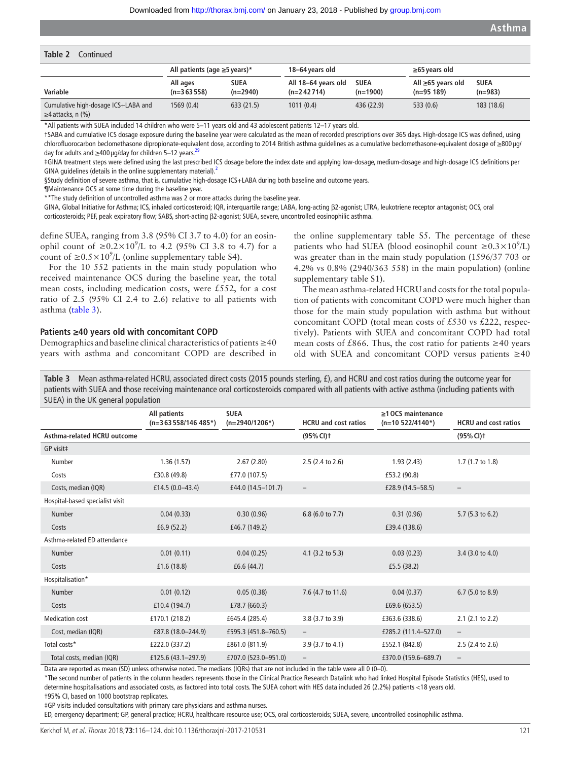**Table 2** Continued

| Variable | All patients (age ≥5 years)* | | 18–64 years old | | ≥65 years old | |
|---|---|---|---|---|---|---|
| | All ages (n=363 558) | SUEA (n=2940) | All 18–64 years old (n=242 714) | SUEA (n=1900) | All ≥65 years old (n=95 189) | SUEA (n=983) |
| Cumulative high-dosage ICS+LABA and ≥4 attacks, n (%) | 1569 (0.4) | 633 (21.5) | 1011 (0.4) | 436 (22.9) | 533 (0.6) | 183 (18.6) |

*All patients with SUEA included 14 children who were 5–11 years old and 43 adolescent patients 12–17 years old.

†SABA and cumulative ICS dosage exposure during the baseline year were calculated as the mean of recorded prescriptions over 365 days. High-dosage ICS was defined, using chlorofluorocarbon beclomethasone dipropionate-equivalent dose, according to 2014 British asthma guidelines as a cumulative beclomethasone-equivalent dosage of ≥800 µg/day for adults and ≥400 µg/day for children 5–12 years.[29]

‡GINA treatment steps were defined using the last prescribed ICS dosage before the index date and applying low-dosage, medium-dosage and high-dosage ICS definitions per GINA guidelines (details in the online supplementary material).[2]

§Study definition of severe asthma, that is, cumulative high-dosage ICS+LABA during both baseline and outcome years.

¶Maintenance OCS at some time during the baseline year.

**The study definition of uncontrolled asthma was 2 or more attacks during the baseline year.

GINA, Global Initiative for Asthma; ICS, inhaled corticosteroid; IQR, interquartile range; LABA, long-acting β2-agonist; LTRA, leukotriene receptor antagonist; OCS, oral corticosteroids; PEF, peak expiratory flow; SABS, short-acting β2-agonist; SUEA, severe, uncontrolled eosinophilic asthma.

define SUEA, ranging from 3.8 (95% CI 3.7 to 4.0) for an eosinophil count of $\geq 0.2\times10^9$/L to 4.2 (95% CI 3.8 to 4.7) for a count of $\geq 0.5\times10^9$/L (online supplementary table S4).

For the 10 552 patients in the main study population who received maintenance OCS during the baseline year, the total mean costs, including medication costs, were £552, for a cost ratio of 2.5 (95% CI 2.4 to 2.6) relative to all patients with asthma (table 3).

### Patients ≥40 years old with concomitant COPD

Demographics and baseline clinical characteristics of patients ≥40 years with asthma and concomitant COPD are described in the online supplementary table S5. The percentage of these patients who had SUEA (blood eosinophil count $\geq 0.3\times10^9$/L) was greater than in the main study population (1596/37 703 or 4.2% vs 0.8% (2940/363 558) in the main population) (online supplementary table S1).

The mean asthma-related HCRU and costs for the total population of patients with concomitant COPD were much higher than those for the main study population with asthma but without concomitant COPD (total mean costs of £530 vs £222, respectively). Patients with SUEA and concomitant COPD had total mean costs of £866. Thus, the cost ratio for patients ≥40 years old with SUEA and concomitant COPD versus patients ≥40

**Table 3** Mean asthma-related HCRU, associated direct costs (2015 pounds sterling, £), and HCRU and cost ratios during the outcome year for patients with SUEA and those receiving maintenance oral corticosteroids compared with all patients with active asthma (including patients with SUEA) in the UK general population

| Asthma-related HCRU outcome | All patients (n=363 558/146 485*) | SUEA (n=2940/1206*) | HCRU and cost ratios (95% CI)† | ≥1 OCS maintenance (n=10 522/4140*) | HCRU and cost ratios (95% CI)† |
|---|---|---|---|---|---|
| GP visit‡ | | | | | |
| Number | 1.36 (1.57) | 2.67 (2.80) | 2.5 (2.4 to 2.6) | 1.93 (2.43) | 1.7 (1.7 to 1.8) |
| Costs | £30.8 (49.8) | £77.0 (107.5) | | £53.2 (90.8) | |
| Costs, median (IQR) | £14.5 (0.0–43.4) | £44.0 (14.5–101.7) | – | £28.9 (14.5–58.5) | – |
| Hospital-based specialist visit | | | | | |
| Number | 0.04 (0.33) | 0.30 (0.96) | 6.8 (6.0 to 7.7) | 0.31 (0.96) | 5.7 (5.3 to 6.2) |
| Costs | £6.9 (52.2) | £46.7 (149.2) | | £39.4 (138.6) | |
| Asthma-related ED attendance | | | | | |
| Number | 0.01 (0.11) | 0.04 (0.25) | 4.1 (3.2 to 5.3) | 0.03 (0.23) | 3.4 (3.0 to 4.0) |
| Costs | £1.6 (18.8) | £6.6 (44.7) | | £5.5 (38.2) | |
| Hospitalisation* | | | | | |
| Number | 0.01 (0.12) | 0.05 (0.38) | 7.6 (4.7 to 11.6) | 0.04 (0.37) | 6.7 (5.0 to 8.9) |
| Costs | £10.4 (194.7) | £78.7 (660.3) | | £69.6 (653.5) | |
| Medication cost | £170.1 (218.2) | £645.4 (285.4) | 3.8 (3.7 to 3.9) | £363.6 (338.6) | 2.1 (2.1 to 2.2) |
| Cost, median (IQR) | £87.8 (18.0–244.9) | £595.3 (451.8–760.5) | – | £285.2 (111.4–527.0) | – |
| Total costs* | £222.0 (337.2) | £861.0 (811.9) | 3.9 (3.7 to 4.1) | £552.1 (842.8) | 2.5 (2.4 to 2.6) |
| Total costs, median (IQR) | £125.6 (43.1–297.9) | £707.0 (523.0–951.0) | – | £370.0 (159.6–689.7) | – |

Data are reported as mean (SD) unless otherwise noted. The medians (IQRs) that are not included in the table were all 0 (0–0).

*The second number of patients in the column headers represents those in the Clinical Practice Research Datalink who had linked Hospital Episode Statistics (HES), used to determine hospitalisations and associated costs, as factored into total costs. The SUEA cohort with HES data included 26 (2.2%) patients <18 years old.

†95% CI, based on 1000 bootstrap replicates.

‡GP visits included consultations with primary care physicians and asthma nurses.

ED, emergency department; GP, general practice; HCRU, healthcare resource use; OCS, oral corticosteroids; SUEA, severe, uncontrolled eosinophilic asthma.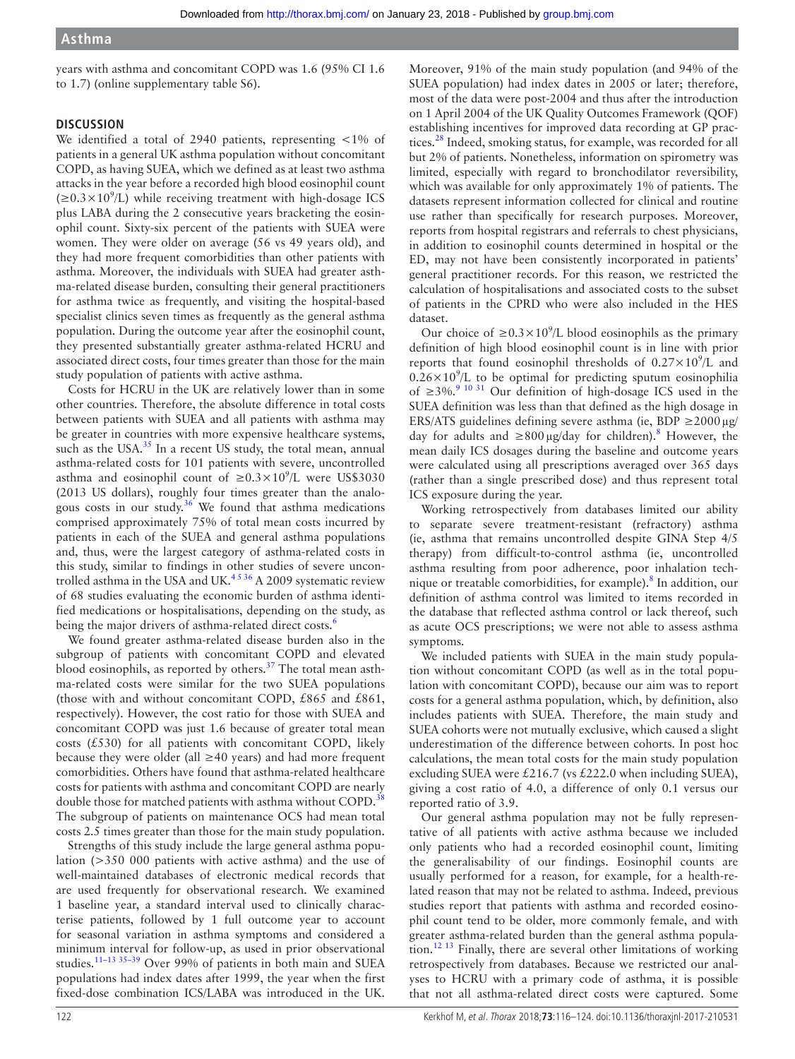years with asthma and concomitant COPD was 1.6 (95% CI 1.6 to 1.7) (online supplementary table S6).

## DISCUSSION

We identified a total of 2940 patients, representing <1% of patients in a general UK asthma population without concomitant COPD, as having SUEA, which we defined as at least two asthma attacks in the year before a recorded high blood eosinophil count ($\geq 0.3\times 10^9$/L) while receiving treatment with high-dosage ICS plus LABA during the 2 consecutive years bracketing the eosinophil count. Sixty-six percent of the patients with SUEA were women. They were older on average (56 vs 49 years old), and they had more frequent comorbidities than other patients with asthma. Moreover, the individuals with SUEA had greater asthma-related disease burden, consulting their general practitioners for asthma twice as frequently, and visiting the hospital-based specialist clinics seven times as frequently as the general asthma population. During the outcome year after the eosinophil count, they presented substantially greater asthma-related HCRU and associated direct costs, four times greater than those for the main study population of patients with active asthma.

Costs for HCRU in the UK are relatively lower than in some other countries. Therefore, the absolute difference in total costs between patients with SUEA and all patients with asthma may be greater in countries with more expensive healthcare systems, such as the USA.[35] In a recent US study, the total mean, annual asthma-related costs for 101 patients with severe, uncontrolled asthma and eosinophil count of $\geq 0.3\times 10^9$/L were US\$3030 (2013 US dollars), roughly four times greater than the analogous costs in our study.[36] We found that asthma medications comprised approximately 75% of total mean costs incurred by patients in each of the SUEA and general asthma populations and, thus, were the largest category of asthma-related costs in this study, similar to findings in other studies of severe uncontrolled asthma in the USA and UK.[4 5 36] A 2009 systematic review of 68 studies evaluating the economic burden of asthma identified medications or hospitalisations, depending on the study, as being the major drivers of asthma-related direct costs.[6]

We found greater asthma-related disease burden also in the subgroup of patients with concomitant COPD and elevated blood eosinophils, as reported by others.[37] The total mean asthma-related costs were similar for the two SUEA populations (those with and without concomitant COPD, £865 and £861, respectively). However, the cost ratio for those with SUEA and concomitant COPD was just 1.6 because of greater total mean costs (£530) for all patients with concomitant COPD, likely because they were older (all ≥40 years) and had more frequent comorbidities. Others have found that asthma-related healthcare costs for patients with asthma and concomitant COPD are nearly double those for matched patients with asthma without COPD.[38] The subgroup of patients on maintenance OCS had mean total costs 2.5 times greater than those for the main study population.

Strengths of this study include the large general asthma population (>350 000 patients with active asthma) and the use of well-maintained databases of electronic medical records that are used frequently for observational research. We examined 1 baseline year, a standard interval used to clinically characterise patients, followed by 1 full outcome year to account for seasonal variation in asthma symptoms and considered a minimum interval for follow-up, as used in prior observational studies.[11–13 35–39] Over 99% of patients in both main and SUEA populations had index dates after 1999, the year when the first fixed-dose combination ICS/LABA was introduced in the UK. Moreover, 91% of the main study population (and 94% of the SUEA population) had index dates in 2005 or later; therefore, most of the data were post-2004 and thus after the introduction on 1 April 2004 of the UK Quality Outcomes Framework (QOF) establishing incentives for improved data recording at GP practices.[28] Indeed, smoking status, for example, was recorded for all but 2% of patients. Nonetheless, information on spirometry was limited, especially with regard to bronchodilator reversibility, which was available for only approximately 1% of patients. The datasets represent information collected for clinical and routine use rather than specifically for research purposes. Moreover, reports from hospital registrars and referrals to chest physicians, in addition to eosinophil counts determined in hospital or the ED, may not have been consistently incorporated in patients' general practitioner records. For this reason, we restricted the calculation of hospitalisations and associated costs to the subset of patients in the CPRD who were also included in the HES dataset.

Our choice of $\geq 0.3\times 10^9$/L blood eosinophils as the primary definition of high blood eosinophil count is in line with prior reports that found eosinophil thresholds of $0.27\times 10^9$/L and $0.26\times 10^9$/L to be optimal for predicting sputum eosinophilia of ≥3%.[9 10 31] Our definition of high-dosage ICS used in the SUEA definition was less than that defined as the high dosage in ERS/ATS guidelines defining severe asthma (ie, BDP ≥2000 µg/day for adults and ≥800 µg/day for children).[8] However, the mean daily ICS dosages during the baseline and outcome years were calculated using all prescriptions averaged over 365 days (rather than a single prescribed dose) and thus represent total ICS exposure during the year.

Working retrospectively from databases limited our ability to separate severe treatment-resistant (refractory) asthma (ie, asthma that remains uncontrolled despite GINA Step 4/5 therapy) from difficult-to-control asthma (ie, uncontrolled asthma resulting from poor adherence, poor inhalation technique or treatable comorbidities, for example).[8] In addition, our definition of asthma control was limited to items recorded in the database that reflected asthma control or lack thereof, such as acute OCS prescriptions; we were not able to assess asthma symptoms.

We included patients with SUEA in the main study population without concomitant COPD (as well as in the total population with concomitant COPD), because our aim was to report costs for a general asthma population, which, by definition, also includes patients with SUEA. Therefore, the main study and SUEA cohorts were not mutually exclusive, which caused a slight underestimation of the difference between cohorts. In post hoc calculations, the mean total costs for the main study population excluding SUEA were £216.7 (vs £222.0 when including SUEA), giving a cost ratio of 4.0, a difference of only 0.1 versus our reported ratio of 3.9.

Our general asthma population may not be fully representative of all patients with active asthma because we included only patients who had a recorded eosinophil count, limiting the generalisability of our findings. Eosinophil counts are usually performed for a reason, for example, for a health-related reason that may not be related to asthma. Indeed, previous studies report that patients with asthma and recorded eosinophil count tend to be older, more commonly female, and with greater asthma-related burden than the general asthma population.[12 13] Finally, there are several other limitations of working retrospectively from databases. Because we restricted our analyses to HCRU with a primary code of asthma, it is possible that not all asthma-related direct costs were captured. Some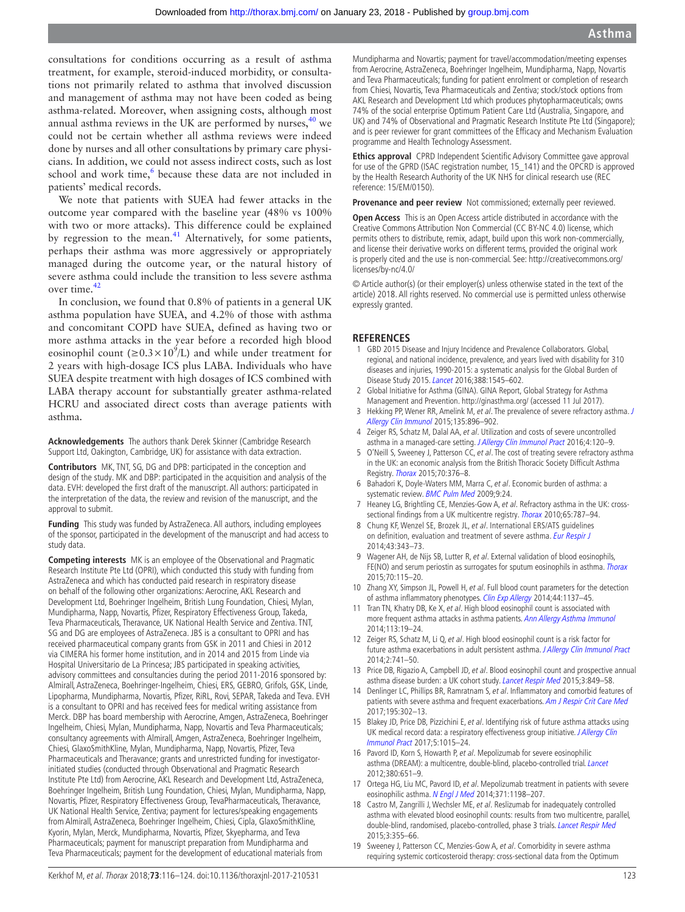consultations for conditions occurring as a result of asthma treatment, for example, steroid-induced morbidity, or consultations not primarily related to asthma that involved discussion and management of asthma may not have been coded as being asthma-related. Moreover, when assigning costs, although most annual asthma reviews in the UK are performed by nurses,[40] we could not be certain whether all asthma reviews were indeed done by nurses and all other consultations by primary care physicians. In addition, we could not assess indirect costs, such as lost school and work time,[6] because these data are not included in patients' medical records.

We note that patients with SUEA had fewer attacks in the outcome year compared with the baseline year (48% vs 100% with two or more attacks). This difference could be explained by regression to the mean.[41] Alternatively, for some patients, perhaps their asthma was more aggressively or appropriately managed during the outcome year, or the natural history of severe asthma could include the transition to less severe asthma over time.[42]

In conclusion, we found that 0.8% of patients in a general UK asthma population have SUEA, and 4.2% of those with asthma and concomitant COPD have SUEA, defined as having two or more asthma attacks in the year before a recorded high blood eosinophil count ($\geq 0.3\times10^9$/L) and while under treatment for 2 years with high-dosage ICS plus LABA. Individuals who have SUEA despite treatment with high dosages of ICS combined with LABA therapy account for substantially greater asthma-related HCRU and associated direct costs than average patients with asthma.

**Acknowledgements** The authors thank Derek Skinner (Cambridge Research Support Ltd, Oakington, Cambridge, UK) for assistance with data extraction.

**Contributors** MK, TNT, SG, DG and DPB: participated in the conception and design of the study. MK and DBP: participated in the acquisition and analysis of the data. EVH: developed the first draft of the manuscript. All authors: participated in the interpretation of the data, the review and revision of the manuscript, and the approval to submit.

**Funding** This study was funded by AstraZeneca. All authors, including employees of the sponsor, participated in the development of the manuscript and had access to study data.

**Competing interests** MK is an employee of the Observational and Pragmatic Research Institute Pte Ltd (OPRI), which conducted this study with funding from AstraZeneca and which has conducted paid research in respiratory disease on behalf of the following other organizations: Aerocrine, AKL Research and Development Ltd, Boehringer Ingelheim, British Lung Foundation, Chiesi, Mylan, Mundipharma, Napp, Novartis, Pfizer, Respiratory Effectiveness Group, Takeda, Teva Pharmaceuticals, Theravance, UK National Health Service and Zentiva. TNT, SG and DG are employees of AstraZeneca. JBS is a consultant to OPRI and has received pharmaceutical company grants from GSK in 2011 and Chiesi in 2012 via CIMERA his former home institution, and in 2014 and 2015 from Linde via Hospital Universitario de La Princesa; JBS participated in speaking activities, advisory committees and consultancies during the period 2011-2016 sponsored by: Almirall, AstraZeneca, Boehringer-Ingelheim, Chiesi, ERS, GEBRO, Grifols, GSK, Linde, Lipopharma, Mundipharma, Novartis, Pfizer, RiRL, Rovi, SEPAR, Takeda and Teva. EVH is a consultant to OPRI and has received fees for medical writing assistance from Merck. DBP has board membership with Aerocrine, Amgen, AstraZeneca, Boehringer Ingelheim, Chiesi, Mylan, Mundipharma, Napp, Novartis and Teva Pharmaceuticals; consultancy agreements with Almirall, Amgen, AstraZeneca, Boehringer Ingelheim, Chiesi, GlaxoSmithKline, Mylan, Mundipharma, Napp, Novartis, Pfizer, Teva Pharmaceuticals and Theravance; grants and unrestricted funding for investigator-initiated studies (conducted through Observational and Pragmatic Research Institute Pte Ltd) from Aerocrine, AKL Research and Development Ltd, AstraZeneca, Boehringer Ingelheim, British Lung Foundation, Chiesi, Mylan, Mundipharma, Napp, Novartis, Pfizer, Respiratory Effectiveness Group, TevaPharmaceuticals, Theravance, UK National Health Service, Zentiva; payment for lectures/speaking engagements from Almirall, AstraZeneca, Boehringer Ingelheim, Chiesi, Cipla, GlaxoSmithKline, Kyorin, Mylan, Merck, Mundipharma, Novartis, Pfizer, Skyepharma, and Teva Pharmaceuticals; payment for manuscript preparation from Mundipharma and Teva Pharmaceuticals; payment for the development of educational materials from Mundipharma and Novartis; payment for travel/accommodation/meeting expenses from Aerocrine, AstraZeneca, Boehringer Ingelheim, Mundipharma, Napp, Novartis and Teva Pharmaceuticals; funding for patient enrolment or completion of research from Chiesi, Novartis, Teva Pharmaceuticals and Zentiva; stock/stock options from AKL Research and Development Ltd which produces phytopharmaceuticals; owns 74% of the social enterprise Optimum Patient Care Ltd (Australia, Singapore, and UK) and 74% of Observational and Pragmatic Research Institute Pte Ltd (Singapore); and is peer reviewer for grant committees of the Efficacy and Mechanism Evaluation programme and Health Technology Assessment.

**Ethics approval** CPRD Independent Scientific Advisory Committee gave approval for use of the GPRD (ISAC registration number, 15_141) and the OPCRD is approved by the Health Research Authority of the UK NHS for clinical research use (REC reference: 15/EM/0150).

**Provenance and peer review** Not commissioned; externally peer reviewed.

**Open Access** This is an Open Access article distributed in accordance with the Creative Commons Attribution Non Commercial (CC BY-NC 4.0) license, which permits others to distribute, remix, adapt, build upon this work non-commercially, and license their derivative works on different terms, provided the original work is properly cited and the use is non-commercial. See: http://creativecommons.org/licenses/by-nc/4.0/

© Article author(s) (or their employer(s) unless otherwise stated in the text of the article) 2018. All rights reserved. No commercial use is permitted unless otherwise expressly granted.

## REFERENCES

1. GBD 2015 Disease and Injury Incidence and Prevalence Collaborators. Global, regional, and national incidence, prevalence, and years lived with disability for 310 diseases and injuries, 1990-2015: a systematic analysis for the Global Burden of Disease Study 2015. *Lancet* 2016;388:1545–602.
2. Global Initiative for Asthma (GINA). GINA Report, Global Strategy for Asthma Management and Prevention. http://ginasthma.org/ (accessed 11 Jul 2017).
3. Hekking PP, Wener RR, Amelink M, *et al*. The prevalence of severe refractory asthma. *J Allergy Clin Immunol* 2015;135:896–902.
4. Zeiger RS, Schatz M, Dalal AA, *et al*. Utilization and costs of severe uncontrolled asthma in a managed-care setting. *J Allergy Clin Immunol Pract* 2016;4:120–9.
5. O'Neill S, Sweeney J, Patterson CC, *et al*. The cost of treating severe refractory asthma in the UK: an economic analysis from the British Thoracic Society Difficult Asthma Registry. *Thorax* 2015;70:376–8.
6. Bahadori K, Doyle-Waters MM, Marra C, *et al*. Economic burden of asthma: a systematic review. *BMC Pulm Med* 2009;9:24.
7. Heaney LG, Brightling CE, Menzies-Gow A, *et al*. Refractory asthma in the UK: cross-sectional findings from a UK multicentre registry. *Thorax* 2010;65:787–94.
8. Chung KF, Wenzel SE, Brozek JL, *et al*. International ERS/ATS guidelines on definition, evaluation and treatment of severe asthma. *Eur Respir J* 2014;43:343–73.
9. Wagener AH, de Nijs SB, Lutter R, *et al*. External validation of blood eosinophils, FE(NO) and serum periostin as surrogates for sputum eosinophils in asthma. *Thorax* 2015;70:115–20.
10. Zhang XY, Simpson JL, Powell H, *et al*. Full blood count parameters for the detection of asthma inflammatory phenotypes. *Clin Exp Allergy* 2014;44:1137–45.
11. Tran TN, Khatry DB, Ke X, *et al*. High blood eosinophil count is associated with more frequent asthma attacks in asthma patients. *Ann Allergy Asthma Immunol* 2014;113:19–24.
12. Zeiger RS, Schatz M, Li Q, *et al*. High blood eosinophil count is a risk factor for future asthma exacerbations in adult persistent asthma. *J Allergy Clin Immunol Pract* 2014;2:741–50.
13. Price DB, Rigazio A, Campbell JD, *et al*. Blood eosinophil count and prospective annual asthma disease burden: a UK cohort study. *Lancet Respir Med* 2015;3:849–58.
14. Denlinger LC, Phillips BR, Ramratnam S, *et al*. Inflammatory and comorbid features of patients with severe asthma and frequent exacerbations. *Am J Respir Crit Care Med* 2017;195:302–13.
15. Blakey JD, Price DB, Pizzichini E, *et al*. Identifying risk of future asthma attacks using UK medical record data: a respiratory effectiveness group initiative. *J Allergy Clin Immunol Pract* 2017;5:1015–24.
16. Pavord ID, Korn S, Howarth P, *et al*. Mepolizumab for severe eosinophilic asthma (DREAM): a multicentre, double-blind, placebo-controlled trial. *Lancet* 2012;380:651–9.
17. Ortega HG, Liu MC, Pavord ID, *et al*. Mepolizumab treatment in patients with severe eosinophilic asthma. *N Engl J Med* 2014;371:1198–207.
18. Castro M, Zangrilli J, Wechsler ME, *et al*. Reslizumab for inadequately controlled asthma with elevated blood eosinophil counts: results from two multicentre, parallel, double-blind, randomised, placebo-controlled, phase 3 trials. *Lancet Respir Med* 2015;3:355–66.
19. Sweeney J, Patterson CC, Menzies-Gow A, *et al*. Comorbidity in severe asthma requiring systemic corticosteroid therapy: cross-sectional data from the Optimum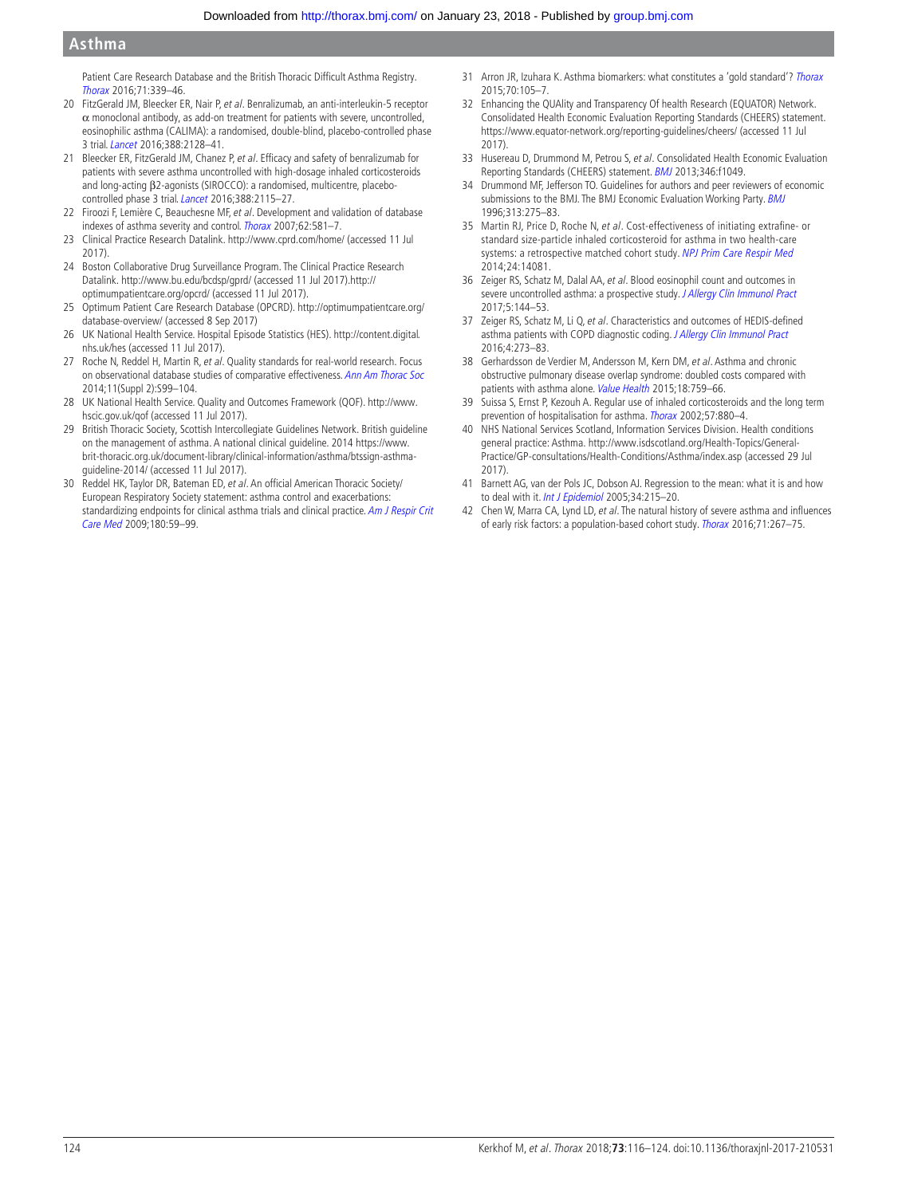Patient Care Research Database and the British Thoracic Difficult Asthma Registry. *Thorax* 2016;71:339–46.

20 FitzGerald JM, Bleecker ER, Nair P, *et al*. Benralizumab, an anti-interleukin-5 receptor α monoclonal antibody, as add-on treatment for patients with severe, uncontrolled, eosinophilic asthma (CALIMA): a randomised, double-blind, placebo-controlled phase 3 trial. *Lancet* 2016;388:2128–41.
21 Bleecker ER, FitzGerald JM, Chanez P, *et al*. Efficacy and safety of benralizumab for patients with severe asthma uncontrolled with high-dosage inhaled corticosteroids and long-acting β2-agonists (SIROCCO): a randomised, multicentre, placebo-controlled phase 3 trial. *Lancet* 2016;388:2115–27.
22 Firoozi F, Lemière C, Beauchesne MF, *et al*. Development and validation of database indexes of asthma severity and control. *Thorax* 2007;62:581–7.
23 Clinical Practice Research Datalink. http://www.cprd.com/home/ (accessed 11 Jul 2017).
24 Boston Collaborative Drug Surveillance Program. The Clinical Practice Research Datalink. http://www.bu.edu/bcdsp/gprd/ (accessed 11 Jul 2017).http://optimumpatientcare.org/opcrd/ (accessed 11 Jul 2017).
25 Optimum Patient Care Research Database (OPCRD). http://optimumpatientcare.org/database-overview/ (accessed 8 Sep 2017)
26 UK National Health Service. Hospital Episode Statistics (HES). http://content.digital.nhs.uk/hes (accessed 11 Jul 2017).
27 Roche N, Reddel H, Martin R, *et al*. Quality standards for real-world research. Focus on observational database studies of comparative effectiveness. *Ann Am Thorac Soc* 2014;11(Suppl 2):S99–104.
28 UK National Health Service. Quality and Outcomes Framework (QOF). http://www.hscic.gov.uk/qof (accessed 11 Jul 2017).
29 British Thoracic Society, Scottish Intercollegiate Guidelines Network. British guideline on the management of asthma. A national clinical guideline. 2014 https://www.brit-thoracic.org.uk/document-library/clinical-information/asthma/btssign-asthma-guideline-2014/ (accessed 11 Jul 2017).
30 Reddel HK, Taylor DR, Bateman ED, *et al*. An official American Thoracic Society/European Respiratory Society statement: asthma control and exacerbations: standardizing endpoints for clinical asthma trials and clinical practice. *Am J Respir Crit Care Med* 2009;180:59–99.
31 Arron JR, Izuhara K. Asthma biomarkers: what constitutes a 'gold standard'? *Thorax* 2015;70:105–7.
32 Enhancing the QUAlity and Transparency Of health Research (EQUATOR) Network. Consolidated Health Economic Evaluation Reporting Standards (CHEERS) statement. https://www.equator-network.org/reporting-guidelines/cheers/ (accessed 11 Jul 2017).
33 Husereau D, Drummond M, Petrou S, *et al*. Consolidated Health Economic Evaluation Reporting Standards (CHEERS) statement. *BMJ* 2013;346:f1049.
34 Drummond MF, Jefferson TO. Guidelines for authors and peer reviewers of economic submissions to the BMJ. The BMJ Economic Evaluation Working Party. *BMJ* 1996;313:275–83.
35 Martin RJ, Price D, Roche N, *et al*. Cost-effectiveness of initiating extrafine- or standard size-particle inhaled corticosteroid for asthma in two health-care systems: a retrospective matched cohort study. *NPJ Prim Care Respir Med* 2014;24:14081.
36 Zeiger RS, Schatz M, Dalal AA, *et al*. Blood eosinophil count and outcomes in severe uncontrolled asthma: a prospective study. *J Allergy Clin Immunol Pract* 2017;5:144–53.
37 Zeiger RS, Schatz M, Li Q, *et al*. Characteristics and outcomes of HEDIS-defined asthma patients with COPD diagnostic coding. *J Allergy Clin Immunol Pract* 2016;4:273–83.
38 Gerhardsson de Verdier M, Andersson M, Kern DM, *et al*. Asthma and chronic obstructive pulmonary disease overlap syndrome: doubled costs compared with patients with asthma alone. *Value Health* 2015;18:759–66.
39 Suissa S, Ernst P, Kezouh A. Regular use of inhaled corticosteroids and the long term prevention of hospitalisation for asthma. *Thorax* 2002;57:880–4.
40 NHS National Services Scotland, Information Services Division. Health conditions general practice: Asthma. http://www.isdscotland.org/Health-Topics/General-Practice/GP-consultations/Health-Conditions/Asthma/index.asp (accessed 29 Jul 2017).
41 Barnett AG, van der Pols JC, Dobson AJ. Regression to the mean: what it is and how to deal with it. *Int J Epidemiol* 2005;34:215–20.
42 Chen W, Marra CA, Lynd LD, *et al*. The natural history of severe asthma and influences of early risk factors: a population-based cohort study. *Thorax* 2016;71:267–75.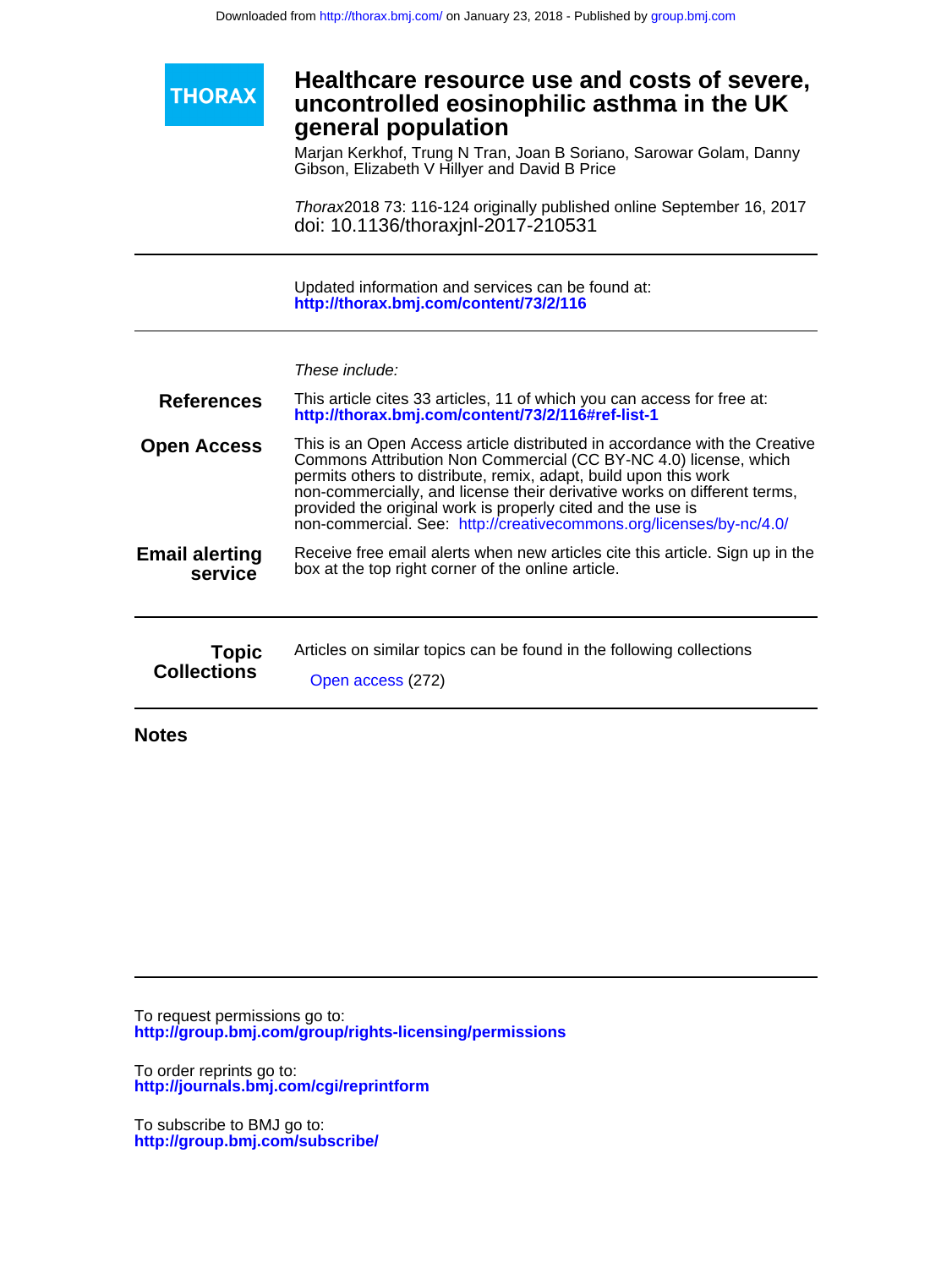Downloaded from http://thorax.bmj.com/ on January 23, 2018 - Published by group.bmj.com

THORAX

# Healthcare resource use and costs of severe, uncontrolled eosinophilic asthma in the UK general population

Marjan Kerkhof, Trung N Tran, Joan B Soriano, Sarowar Golam, Danny Gibson, Elizabeth V Hillyer and David B Price

*Thorax* 2018 73: 116-124 originally published online September 16, 2017
doi: 10.1136/thoraxjnl-2017-210531

Updated information and services can be found at:
**http://thorax.bmj.com/content/73/2/116**

*These include:*

**References**
This article cites 33 articles, 11 of which you can access for free at:
**http://thorax.bmj.com/content/73/2/116#ref-list-1**

**Open Access**
This is an Open Access article distributed in accordance with the Creative Commons Attribution Non Commercial (CC BY-NC 4.0) license, which permits others to distribute, remix, adapt, build upon this work non-commercially, and license their derivative works on different terms, provided the original work is properly cited and the use is non-commercial. See: http://creativecommons.org/licenses/by-nc/4.0/

**Email alerting service**
Receive free email alerts when new articles cite this article. Sign up in the box at the top right corner of the online article.

**Topic Collections**
Articles on similar topics can be found in the following collections

Open access (272)

## Notes

To request permissions go to:
**http://group.bmj.com/group/rights-licensing/permissions**

To order reprints go to:
**http://journals.bmj.com/cgi/reprintform**

To subscribe to BMJ go to:
**http://group.bmj.com/subscribe/**